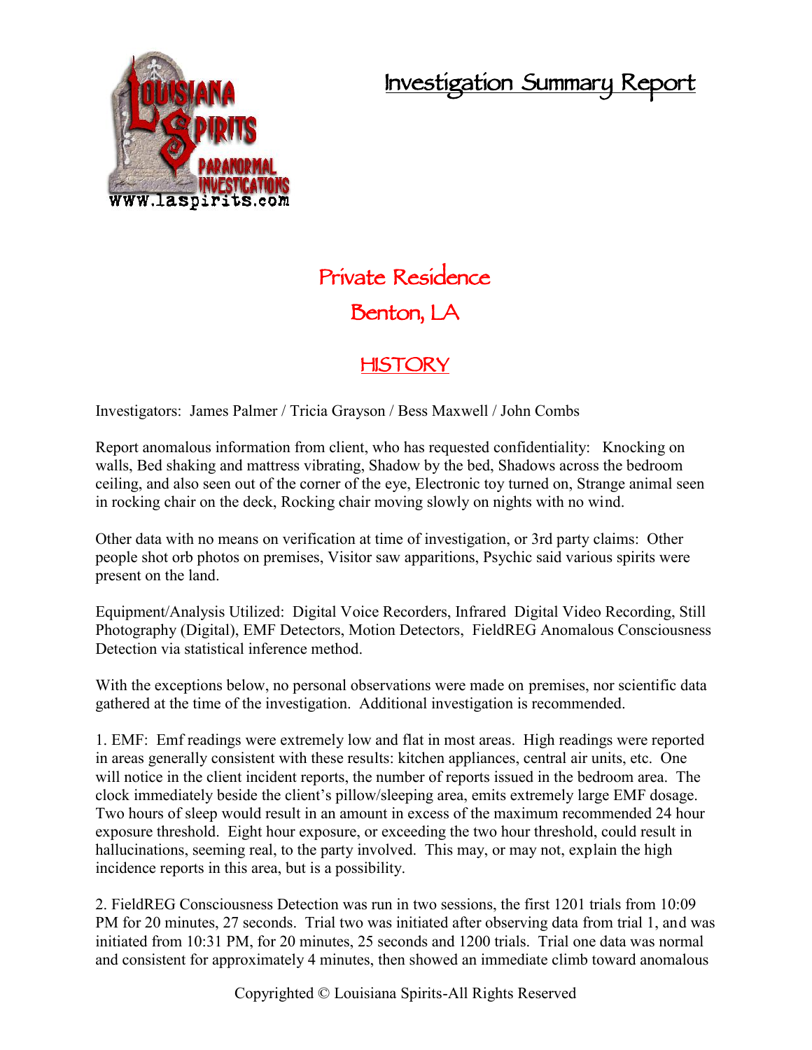# Investigation Summary Report

## Private Residence

## Benton, LA

## HISTORY

Investigators: James Palmer / Tricia Grayson / Bess Maxwell / John Combs

Report anomalous information from client, who has requested confidentiality: Knocking on walls, Bed shaking and mattress vibrating, Shadow by the bed, Shadows across the bedroom ceiling, and also seen out of the corner of the eye, Electronic toy turned on, Strange animal seen in rocking chair on the deck, Rocking chair moving slowly on nights with no wind.

Other data with no means on verification at time of investigation, or 3rd party claims: Other people shot orb photos on premises, Visitor saw apparitions, Psychic said various spirits were present on the land.

Equipment/Analysis Utilized: Digital Voice Recorders, Infrared Digital Video Recording, Still Photography (Digital), EMF Detectors, Motion Detectors, FieldREG Anomalous Consciousness Detection via statistical inference method.

With the exceptions below, no personal observations were made on premises, nor scientific data gathered at the time of the investigation. Additional investigation is recommended.

1. EMF: Emf readings were extremely low and flat in most areas. High readings were reported in areas generally consistent with these results: kitchen appliances, central air units, etc. One will notice in the client incident reports, the number of reports issued in the bedroom area. The clock immediately beside the client's pillow/sleeping area, emits extremely large EMF dosage. Two hours of sleep would result in an amount in excess of the maximum recommended 24 hour exposure threshold. Eight hour exposure, or exceeding the two hour threshold, could result in hallucinations, seeming real, to the party involved. This may, or may not, explain the high incidence reports in this area, but is a possibility.

2. FieldREG Consciousness Detection was run in two sessions, the first 1201 trials from 10:09 PM for 20 minutes, 27 seconds. Trial two was initiated after observing data from trial 1, and was initiated from 10:31 PM, for 20 minutes, 25 seconds and 1200 trials. Trial one data was normal and consistent for approximately 4 minutes, then showed an immediate climb toward anomalous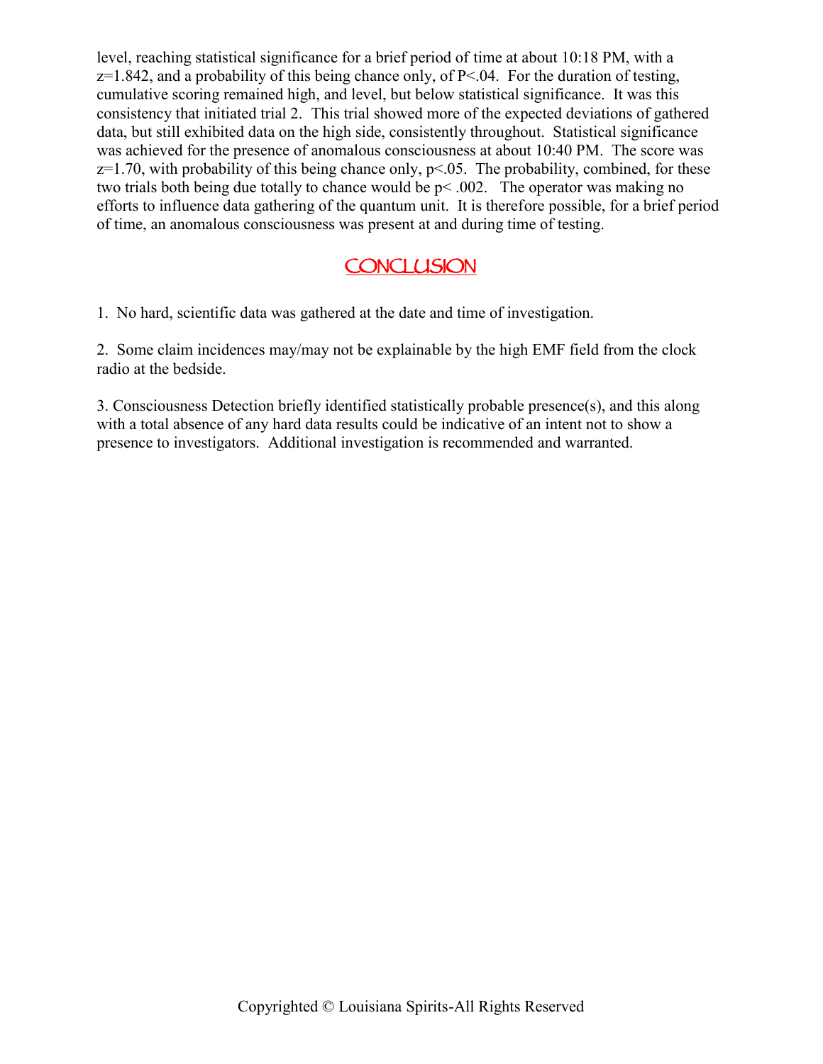level, reaching statistical significance for a brief period of time at about 10:18 PM, with a $z=1.842$, and a probability of this being chance only, of $P<.04$. For the duration of testing, cumulative scoring remained high, and level, but below statistical significance. It was this consistency that initiated trial 2. This trial showed more of the expected deviations of gathered data, but still exhibited data on the high side, consistently throughout. Statistical significance was achieved for the presence of anomalous consciousness at about 10:40 PM. The score was $z=1.70$, with probability of this being chance only, $p<.05$. The probability, combined, for these two trials both being due totally to chance would be $p< .002$. The operator was making no efforts to influence data gathering of the quantum unit. It is therefore possible, for a brief period of time, an anomalous consciousness was present at and during time of testing.

## CONCLUSION

1. No hard, scientific data was gathered at the date and time of investigation.

2. Some claim incidences may/may not be explainable by the high EMF field from the clock radio at the bedside.

3. Consciousness Detection briefly identified statistically probable presence(s), and this along with a total absence of any hard data results could be indicative of an intent not to show a presence to investigators. Additional investigation is recommended and warranted.

Copyrighted © Louisiana Spirits-All Rights Reserved